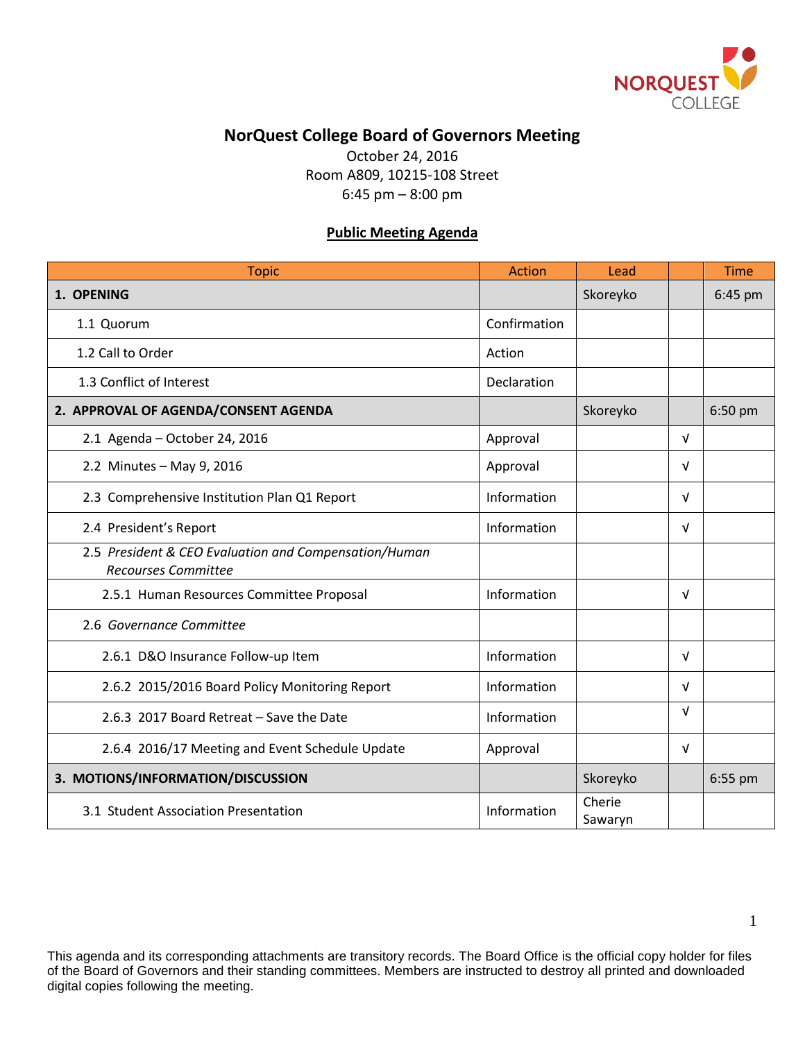# NorQuest College Board of Governors Meeting

October 24, 2016
Room A809, 10215-108 Street
6:45 pm – 8:00 pm

## Public Meeting Agenda

| Topic | Action | Lead | | Time |
|---|---|---|---|---|
| **1. OPENING** | | Skoreyko | | 6:45 pm |
| 1.1 Quorum | Confirmation | | | |
| 1.2 Call to Order | Action | | | |
| 1.3 Conflict of Interest | Declaration | | | |
| **2. APPROVAL OF AGENDA/CONSENT AGENDA** | | Skoreyko | | 6:50 pm |
| 2.1 Agenda – October 24, 2016 | Approval | | √ | |
| 2.2 Minutes – May 9, 2016 | Approval | | √ | |
| 2.3 Comprehensive Institution Plan Q1 Report | Information | | √ | |
| 2.4 President's Report | Information | | √ | |
| 2.5 *President & CEO Evaluation and Compensation/Human Recourses Committee* | | | | |
| 2.5.1 Human Resources Committee Proposal | Information | | √ | |
| 2.6 *Governance Committee* | | | | |
| 2.6.1 D&O Insurance Follow-up Item | Information | | √ | |
| 2.6.2 2015/2016 Board Policy Monitoring Report | Information | | √ | |
| 2.6.3 2017 Board Retreat – Save the Date | Information | | √ | |
| 2.6.4 2016/17 Meeting and Event Schedule Update | Approval | | √ | |
| **3. MOTIONS/INFORMATION/DISCUSSION** | | Skoreyko | | 6:55 pm |
| 3.1 Student Association Presentation | Information | Cherie Sawaryn | | |

This agenda and its corresponding attachments are transitory records. The Board Office is the official copy holder for files of the Board of Governors and their standing committees. Members are instructed to destroy all printed and downloaded digital copies following the meeting.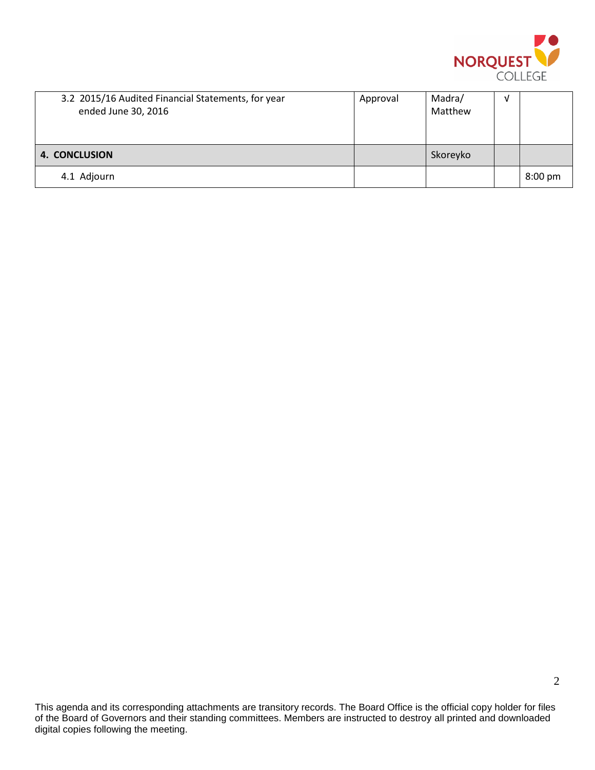| | | | | |
|---|---|---|---|---|
| 3.2 2015/16 Audited Financial Statements, for year ended June 30, 2016 | Approval | Madra/ Matthew | √ | |
| **4. CONCLUSION** | | Skoreyko | | |
| 4.1 Adjourn | | | | 8:00 pm |

This agenda and its corresponding attachments are transitory records. The Board Office is the official copy holder for files of the Board of Governors and their standing committees. Members are instructed to destroy all printed and downloaded digital copies following the meeting.